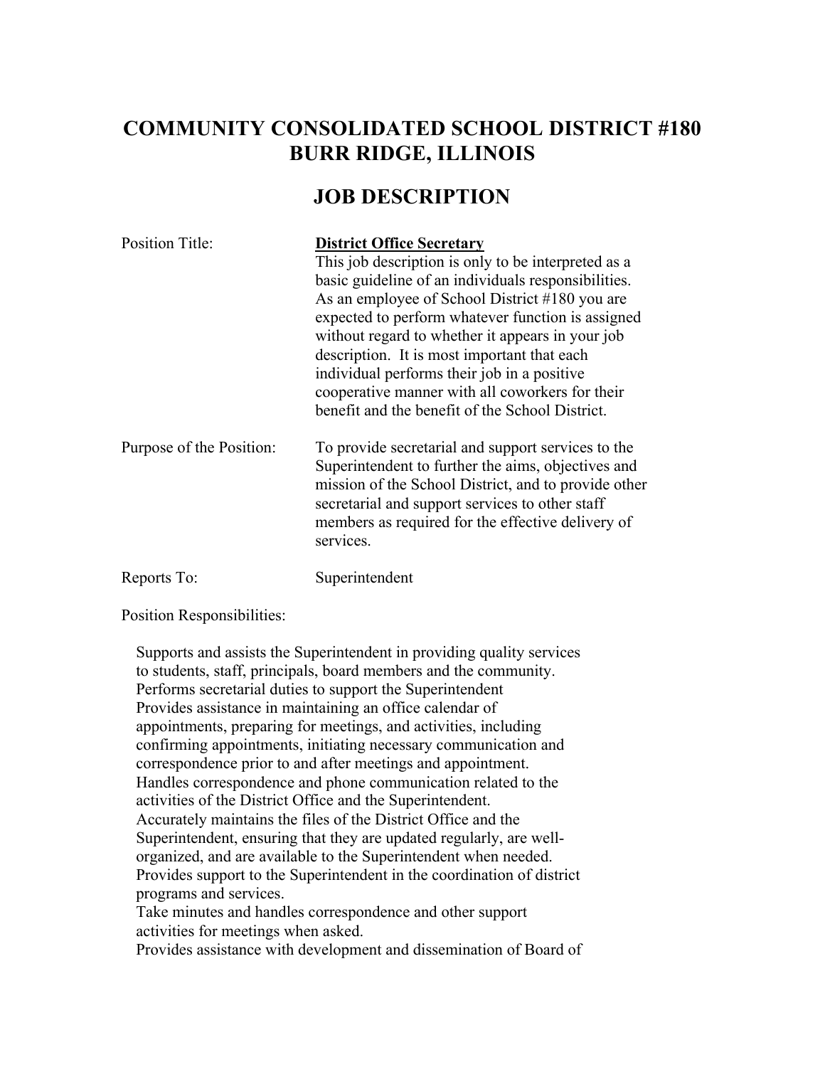# COMMUNITY CONSOLIDATED SCHOOL DISTRICT #180
# BURR RIDGE, ILLINOIS

## JOB DESCRIPTION

Position Title: **District Office Secretary**

This job description is only to be interpreted as a basic guideline of an individuals responsibilities. As an employee of School District #180 you are expected to perform whatever function is assigned without regard to whether it appears in your job description. It is most important that each individual performs their job in a positive cooperative manner with all coworkers for their benefit and the benefit of the School District.

Purpose of the Position: To provide secretarial and support services to the Superintendent to further the aims, objectives and mission of the School District, and to provide other secretarial and support services to other staff members as required for the effective delivery of services.

Reports To: Superintendent

Position Responsibilities:

- Supports and assists the Superintendent in providing quality services to students, staff, principals, board members and the community.
- Performs secretarial duties to support the Superintendent
- Provides assistance in maintaining an office calendar of appointments, preparing for meetings, and activities, including confirming appointments, initiating necessary communication and correspondence prior to and after meetings and appointment.
- Handles correspondence and phone communication related to the activities of the District Office and the Superintendent.
- Accurately maintains the files of the District Office and the Superintendent, ensuring that they are updated regularly, are well-organized, and are available to the Superintendent when needed.
- Provides support to the Superintendent in the coordination of district programs and services.
- Take minutes and handles correspondence and other support activities for meetings when asked.
- Provides assistance with development and dissemination of Board of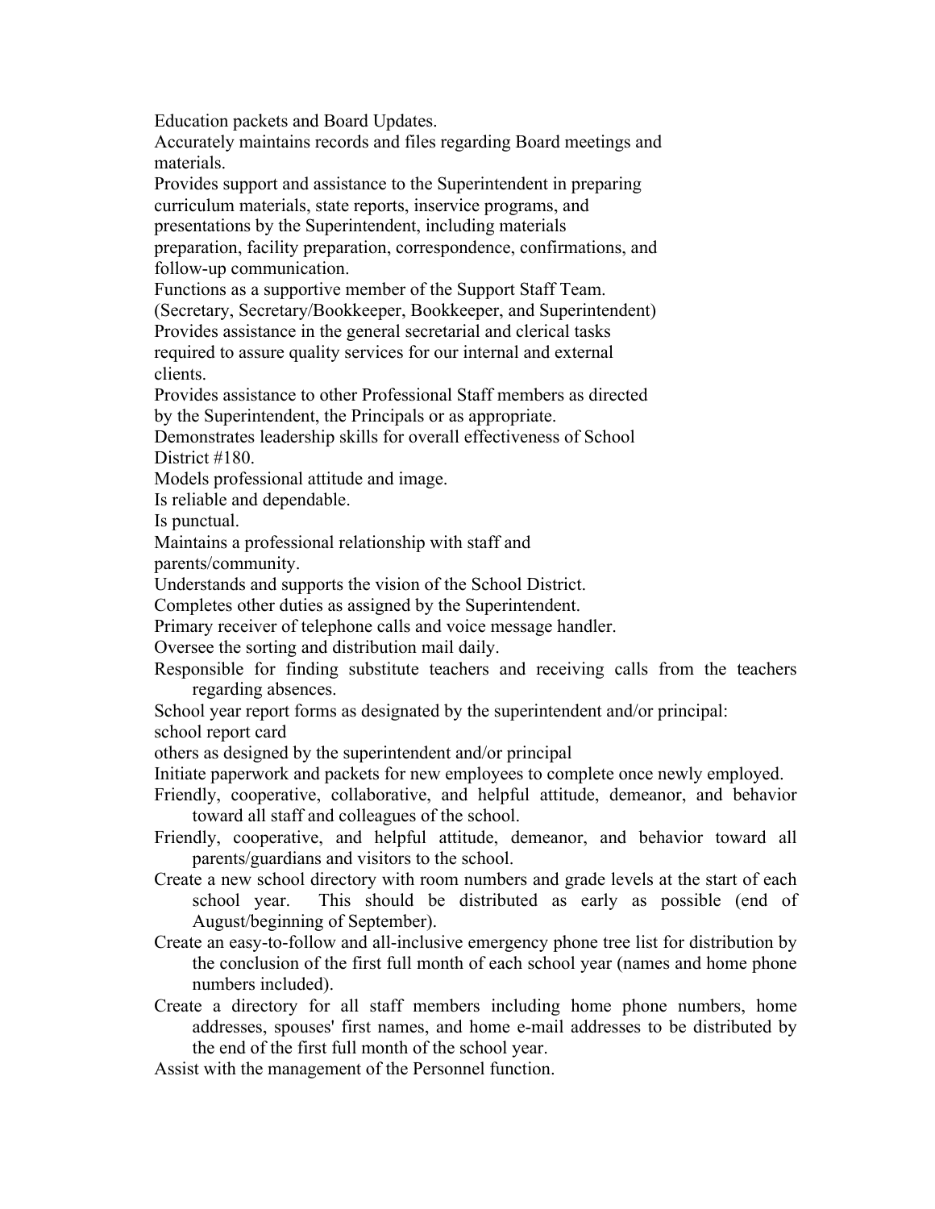Education packets and Board Updates.

Accurately maintains records and files regarding Board meetings and materials.

Provides support and assistance to the Superintendent in preparing curriculum materials, state reports, inservice programs, and presentations by the Superintendent, including materials preparation, facility preparation, correspondence, confirmations, and follow-up communication.

Functions as a supportive member of the Support Staff Team. (Secretary, Secretary/Bookkeeper, Bookkeeper, and Superintendent)

Provides assistance in the general secretarial and clerical tasks required to assure quality services for our internal and external clients.

Provides assistance to other Professional Staff members as directed by the Superintendent, the Principals or as appropriate.

Demonstrates leadership skills for overall effectiveness of School District #180.

Models professional attitude and image.

Is reliable and dependable.

Is punctual.

Maintains a professional relationship with staff and parents/community.

Understands and supports the vision of the School District.

Completes other duties as assigned by the Superintendent.

Primary receiver of telephone calls and voice message handler.

Oversee the sorting and distribution mail daily.

Responsible for finding substitute teachers and receiving calls from the teachers regarding absences.

School year report forms as designated by the superintendent and/or principal:

school report card

others as designed by the superintendent and/or principal

Initiate paperwork and packets for new employees to complete once newly employed.

Friendly, cooperative, collaborative, and helpful attitude, demeanor, and behavior toward all staff and colleagues of the school.

Friendly, cooperative, and helpful attitude, demeanor, and behavior toward all parents/guardians and visitors to the school.

Create a new school directory with room numbers and grade levels at the start of each school year. This should be distributed as early as possible (end of August/beginning of September).

Create an easy-to-follow and all-inclusive emergency phone tree list for distribution by the conclusion of the first full month of each school year (names and home phone numbers included).

Create a directory for all staff members including home phone numbers, home addresses, spouses' first names, and home e-mail addresses to be distributed by the end of the first full month of the school year.

Assist with the management of the Personnel function.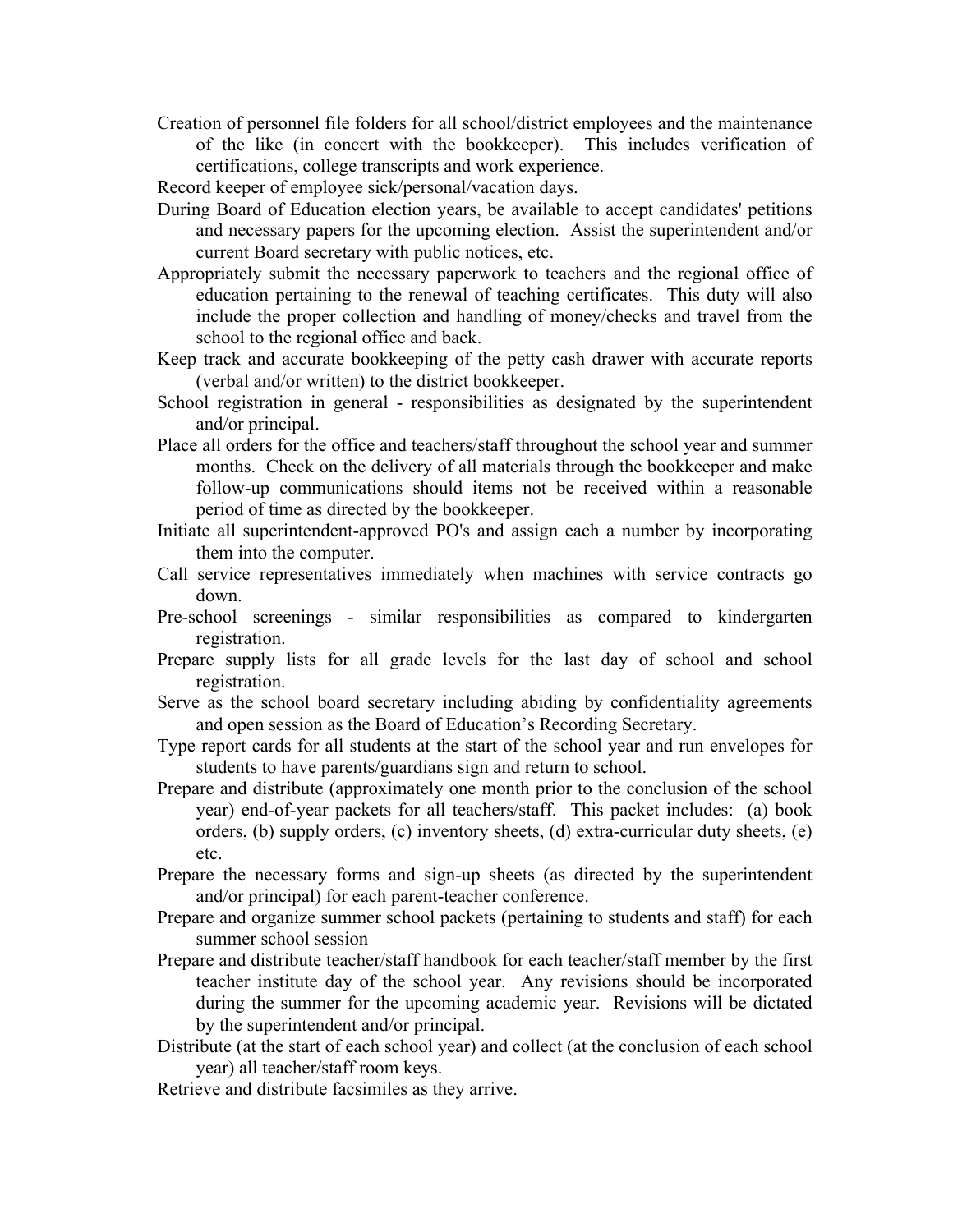Creation of personnel file folders for all school/district employees and the maintenance of the like (in concert with the bookkeeper). This includes verification of certifications, college transcripts and work experience.

Record keeper of employee sick/personal/vacation days.

During Board of Education election years, be available to accept candidates' petitions and necessary papers for the upcoming election. Assist the superintendent and/or current Board secretary with public notices, etc.

Appropriately submit the necessary paperwork to teachers and the regional office of education pertaining to the renewal of teaching certificates. This duty will also include the proper collection and handling of money/checks and travel from the school to the regional office and back.

Keep track and accurate bookkeeping of the petty cash drawer with accurate reports (verbal and/or written) to the district bookkeeper.

School registration in general - responsibilities as designated by the superintendent and/or principal.

Place all orders for the office and teachers/staff throughout the school year and summer months. Check on the delivery of all materials through the bookkeeper and make follow-up communications should items not be received within a reasonable period of time as directed by the bookkeeper.

Initiate all superintendent-approved PO's and assign each a number by incorporating them into the computer.

Call service representatives immediately when machines with service contracts go down.

Pre-school screenings - similar responsibilities as compared to kindergarten registration.

Prepare supply lists for all grade levels for the last day of school and school registration.

Serve as the school board secretary including abiding by confidentiality agreements and open session as the Board of Education's Recording Secretary.

Type report cards for all students at the start of the school year and run envelopes for students to have parents/guardians sign and return to school.

Prepare and distribute (approximately one month prior to the conclusion of the school year) end-of-year packets for all teachers/staff. This packet includes: (a) book orders, (b) supply orders, (c) inventory sheets, (d) extra-curricular duty sheets, (e) etc.

Prepare the necessary forms and sign-up sheets (as directed by the superintendent and/or principal) for each parent-teacher conference.

Prepare and organize summer school packets (pertaining to students and staff) for each summer school session

Prepare and distribute teacher/staff handbook for each teacher/staff member by the first teacher institute day of the school year. Any revisions should be incorporated during the summer for the upcoming academic year. Revisions will be dictated by the superintendent and/or principal.

Distribute (at the start of each school year) and collect (at the conclusion of each school year) all teacher/staff room keys.

Retrieve and distribute facsimiles as they arrive.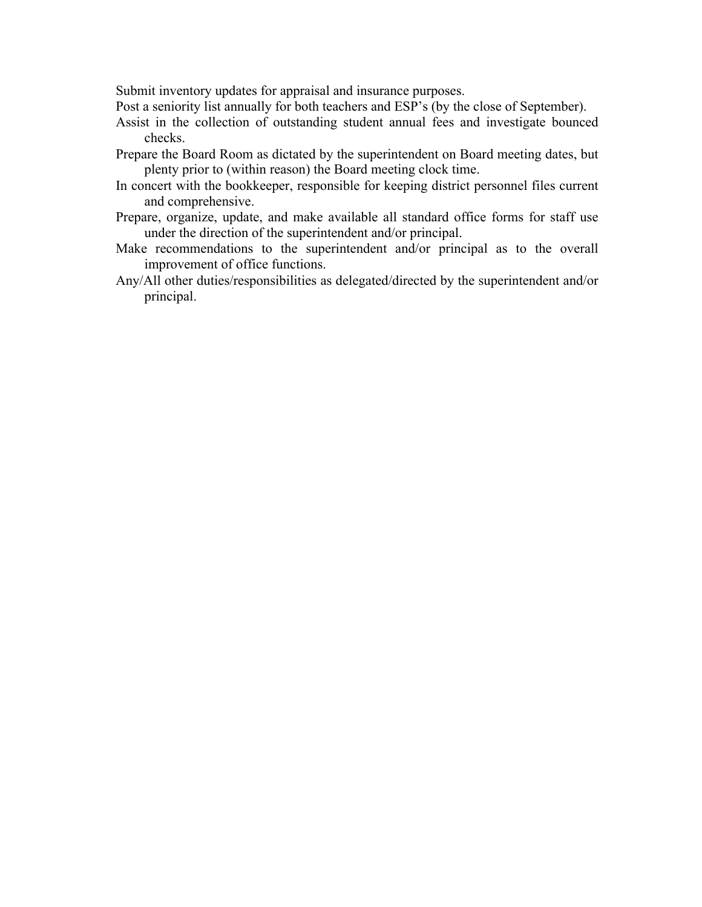Submit inventory updates for appraisal and insurance purposes.

Post a seniority list annually for both teachers and ESP's (by the close of September).

Assist in the collection of outstanding student annual fees and investigate bounced checks.

Prepare the Board Room as dictated by the superintendent on Board meeting dates, but plenty prior to (within reason) the Board meeting clock time.

In concert with the bookkeeper, responsible for keeping district personnel files current and comprehensive.

Prepare, organize, update, and make available all standard office forms for staff use under the direction of the superintendent and/or principal.

Make recommendations to the superintendent and/or principal as to the overall improvement of office functions.

Any/All other duties/responsibilities as delegated/directed by the superintendent and/or principal.